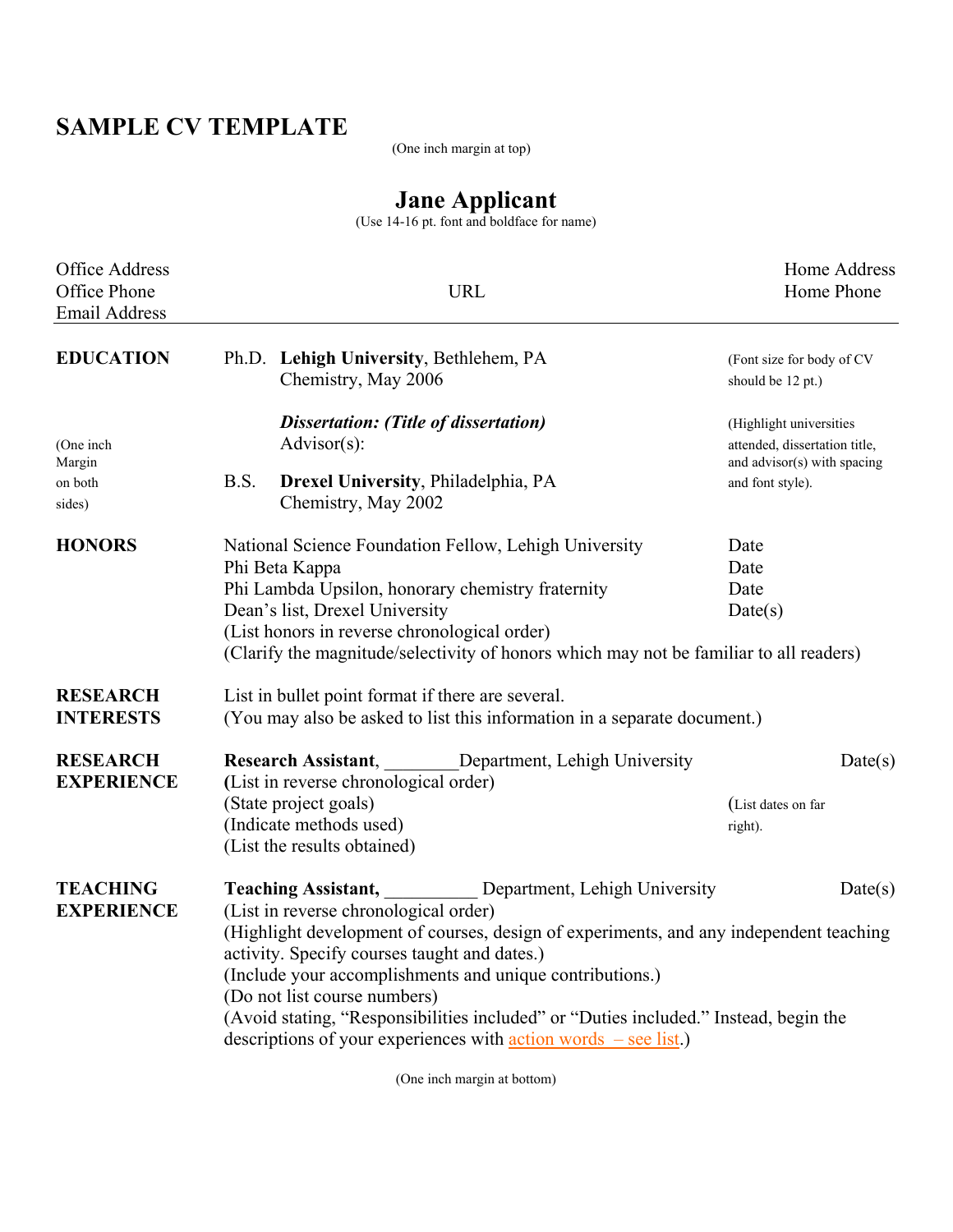# SAMPLE CV TEMPLATE

(One inch margin at top)

## Jane Applicant

(Use 14-16 pt. font and boldface for name)

| Office Address | | Home Address |
|---|---|---|
| Office Phone | URL | Home Phone |
| Email Address | | |

---

**EDUCATION**

(One inch Margin on both sides)

Ph.D. **Lehigh University**, Bethlehem, PA
Chemistry, May 2006

(Font size for body of CV should be 12 pt.)

***Dissertation: (Title of dissertation)***
Advisor(s):

(Highlight universities attended, dissertation title, and advisor(s) with spacing and font style).

B.S. **Drexel University**, Philadelphia, PA
Chemistry, May 2002

**HONORS**

| | |
|---|---|
| National Science Foundation Fellow, Lehigh University | Date |
| Phi Beta Kappa | Date |
| Phi Lambda Upsilon, honorary chemistry fraternity | Date |
| Dean's list, Drexel University | Date(s) |

(List honors in reverse chronological order)
(Clarify the magnitude/selectivity of honors which may not be familiar to all readers)

**RESEARCH INTERESTS**

List in bullet point format if there are several.
(You may also be asked to list this information in a separate document.)

**RESEARCH EXPERIENCE**

**Research Assistant**, ________Department, Lehigh University — Date(s)
**(**List in reverse chronological order)
(State project goals)
(Indicate methods used)
(List the results obtained)

(List dates on far right).

**TEACHING EXPERIENCE**

**Teaching Assistant,** __________ Department, Lehigh University — Date(s)
(List in reverse chronological order)
(Highlight development of courses, design of experiments, and any independent teaching activity. Specify courses taught and dates.)
(Include your accomplishments and unique contributions.)
(Do not list course numbers)
(Avoid stating, "Responsibilities included" or "Duties included." Instead, begin the descriptions of your experiences with action words – see list.)

(One inch margin at bottom)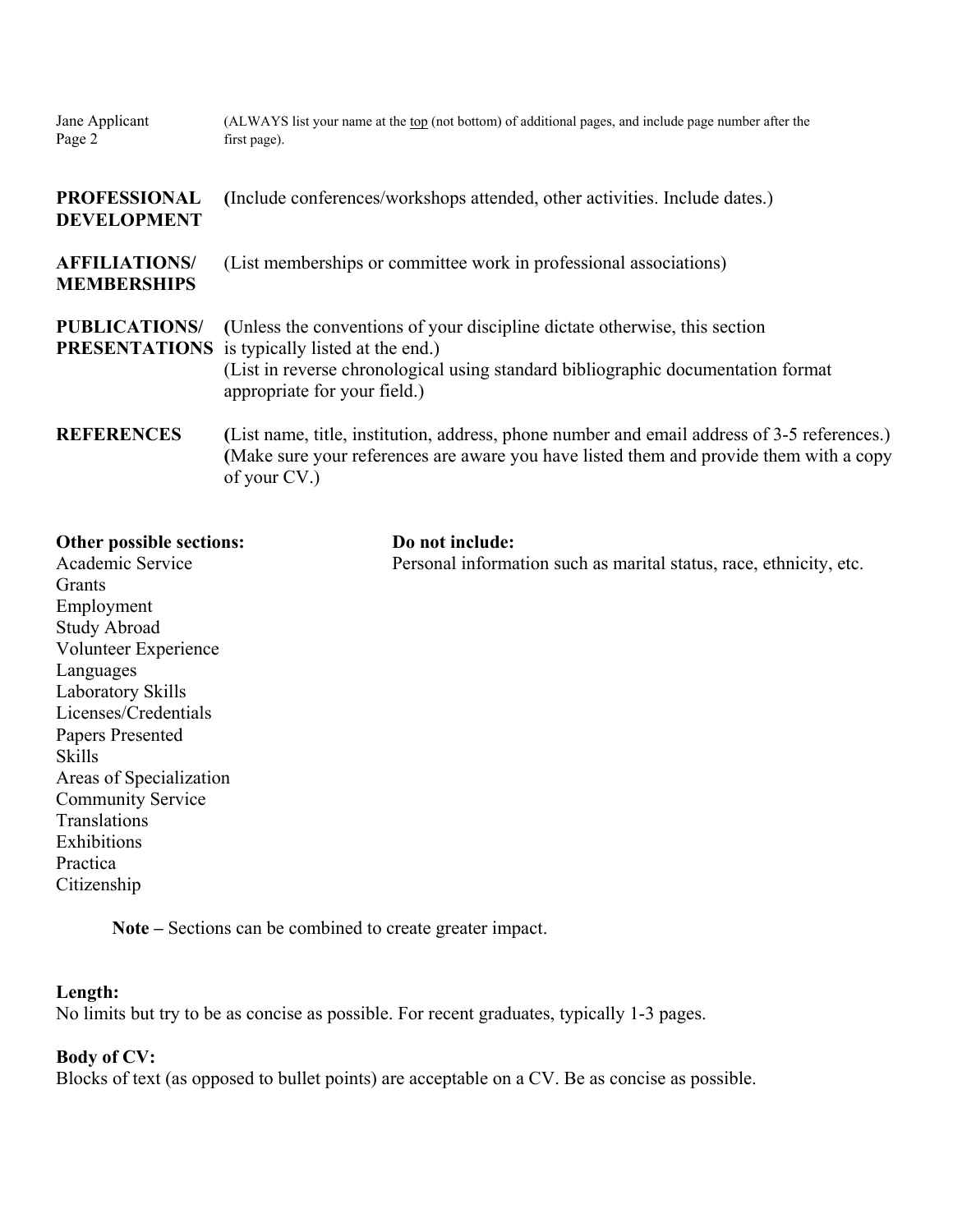Jane Applicant
Page 2

(ALWAYS list your name at the top (not bottom) of additional pages, and include page number after the first page).

**PROFESSIONAL DEVELOPMENT** (Include conferences/workshops attended, other activities. Include dates.)

**AFFILIATIONS/ MEMBERSHIPS** (List memberships or committee work in professional associations)

**PUBLICATIONS/ PRESENTATIONS** (Unless the conventions of your discipline dictate otherwise, this section is typically listed at the end.)
(List in reverse chronological using standard bibliographic documentation format appropriate for your field.)

**REFERENCES** (List name, title, institution, address, phone number and email address of 3-5 references.)
(Make sure your references are aware you have listed them and provide them with a copy of your CV.)

**Other possible sections:**

Academic Service
Grants
Employment
Study Abroad
Volunteer Experience
Languages
Laboratory Skills
Licenses/Credentials
Papers Presented
Skills
Areas of Specialization
Community Service
Translations
Exhibitions
Practica
Citizenship

**Do not include:**

Personal information such as marital status, race, ethnicity, etc.

**Note –** Sections can be combined to create greater impact.

**Length:**
No limits but try to be as concise as possible. For recent graduates, typically 1-3 pages.

**Body of CV:**
Blocks of text (as opposed to bullet points) are acceptable on a CV. Be as concise as possible.